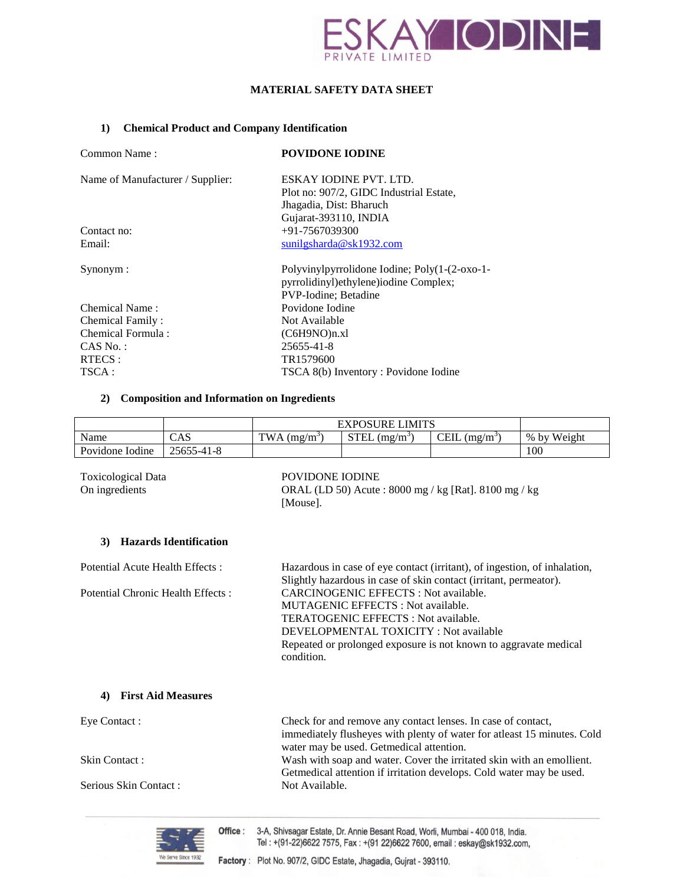# MATERIAL SAFETY DATA SHEET

## 1) Chemical Product and Company Identification

Common Name : **POVIDONE IODINE**

Name of Manufacturer / Supplier: ESKAY IODINE PVT. LTD.
Plot no: 907/2, GIDC Industrial Estate,
Jhagadia, Dist: Bharuch
Gujarat-393110, INDIA

Contact no: +91-7567039300

Email: sunilgsharda@sk1932.com

Synonym : Polyvinylpyrrolidone Iodine; Poly(1-(2-oxo-1-pyrrolidinyl)ethylene)iodine Complex; PVP-Iodine; Betadine

Chemical Name : Povidone Iodine

Chemical Family : Not Available

Chemical Formula : (C6H9NO)n.xl

CAS No. : 25655-41-8

RTECS : TR1579600

TSCA : TSCA 8(b) Inventory : Povidone Iodine

## 2) Composition and Information on Ingredients

| | | EXPOSURE LIMITS | | | |
|---|---|---|---|---|---|
| Name | CAS | TWA ($mg/m^3$) | STEL ($mg/m^3$) | CEIL ($mg/m^3$) | % by Weight |
| Povidone Iodine | 25655-41-8 | | | | 100 |

Toxicological Data On ingredients: POVIDONE IODINE
ORAL (LD 50) Acute : 8000 mg / kg [Rat]. 8100 mg / kg [Mouse].

## 3) Hazards Identification

Potential Acute Health Effects : Hazardous in case of eye contact (irritant), of ingestion, of inhalation, Slightly hazardous in case of skin contact (irritant, permeator).

Potential Chronic Health Effects : CARCINOGENIC EFFECTS : Not available.
MUTAGENIC EFFECTS : Not available.
TERATOGENIC EFFECTS : Not available.
DEVELOPMENTAL TOXICITY : Not available
Repeated or prolonged exposure is not known to aggravate medical condition.

## 4) First Aid Measures

Eye Contact : Check for and remove any contact lenses. In case of contact, immediately flusheyes with plenty of water for atleast 15 minutes. Cold water may be used. Getmedical attention.

Skin Contact : Wash with soap and water. Cover the irritated skin with an emollient. Getmedical attention if irritation develops. Cold water may be used.

Serious Skin Contact : Not Available.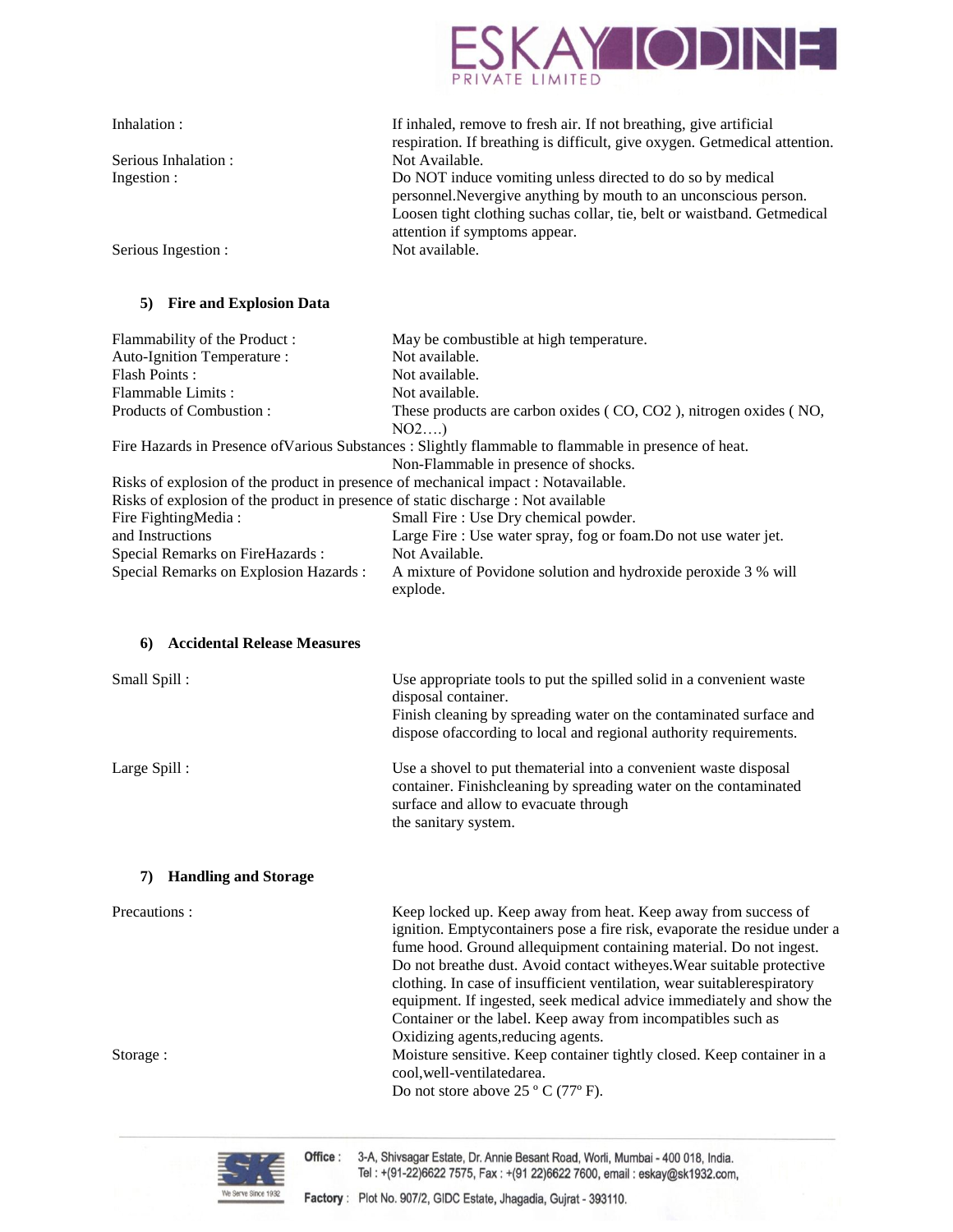| | |
|---|---|
| Inhalation : | If inhaled, remove to fresh air. If not breathing, give artificial respiration. If breathing is difficult, give oxygen. Getmedical attention. |
| Serious Inhalation : | Not Available. |
| Ingestion : | Do NOT induce vomiting unless directed to do so by medical personnel.Nevergive anything by mouth to an unconscious person. Loosen tight clothing suchas collar, tie, belt or waistband. Getmedical attention if symptoms appear. |
| Serious Ingestion : | Not available. |

## 5) Fire and Explosion Data

| | |
|---|---|
| Flammability of the Product : | May be combustible at high temperature. |
| Auto-Ignition Temperature : | Not available. |
| Flash Points : | Not available. |
| Flammable Limits : | Not available. |
| Products of Combustion : | These products are carbon oxides ( CO, $CO_2$ ), nitrogen oxides ( NO, $NO_2$….) |

Fire Hazards in Presence ofVarious Substances : Slightly flammable to flammable in presence of heat. Non-Flammable in presence of shocks.

Risks of explosion of the product in presence of mechanical impact : Notavailable.

Risks of explosion of the product in presence of static discharge : Not available

| | |
|---|---|
| Fire FightingMedia : and Instructions | Small Fire : Use Dry chemical powder. Large Fire : Use water spray, fog or foam.Do not use water jet. |
| Special Remarks on FireHazards : | Not Available. |
| Special Remarks on Explosion Hazards : | A mixture of Povidone solution and hydroxide peroxide 3 % will explode. |

## 6) Accidental Release Measures

| | |
|---|---|
| Small Spill : | Use appropriate tools to put the spilled solid in a convenient waste disposal container. Finish cleaning by spreading water on the contaminated surface and dispose ofaccording to local and regional authority requirements. |
| Large Spill : | Use a shovel to put thematerial into a convenient waste disposal container. Finishcleaning by spreading water on the contaminated surface and allow to evacuate through the sanitary system. |

## 7) Handling and Storage

| | |
|---|---|
| Precautions : | Keep locked up. Keep away from heat. Keep away from success of ignition. Emptycontainers pose a fire risk, evaporate the residue under a fume hood. Ground allequipment containing material. Do not ingest. Do not breathe dust. Avoid contact witheyes.Wear suitable protective clothing. In case of insufficient ventilation, wear suitablerespiratory equipment. If ingested, seek medical advice immediately and show the Container or the label. Keep away from incompatibles such as Oxidizing agents,reducing agents. |
| Storage : | Moisture sensitive. Keep container tightly closed. Keep container in a cool,well-ventilatedarea. Do not store above 25 º C (77º F). |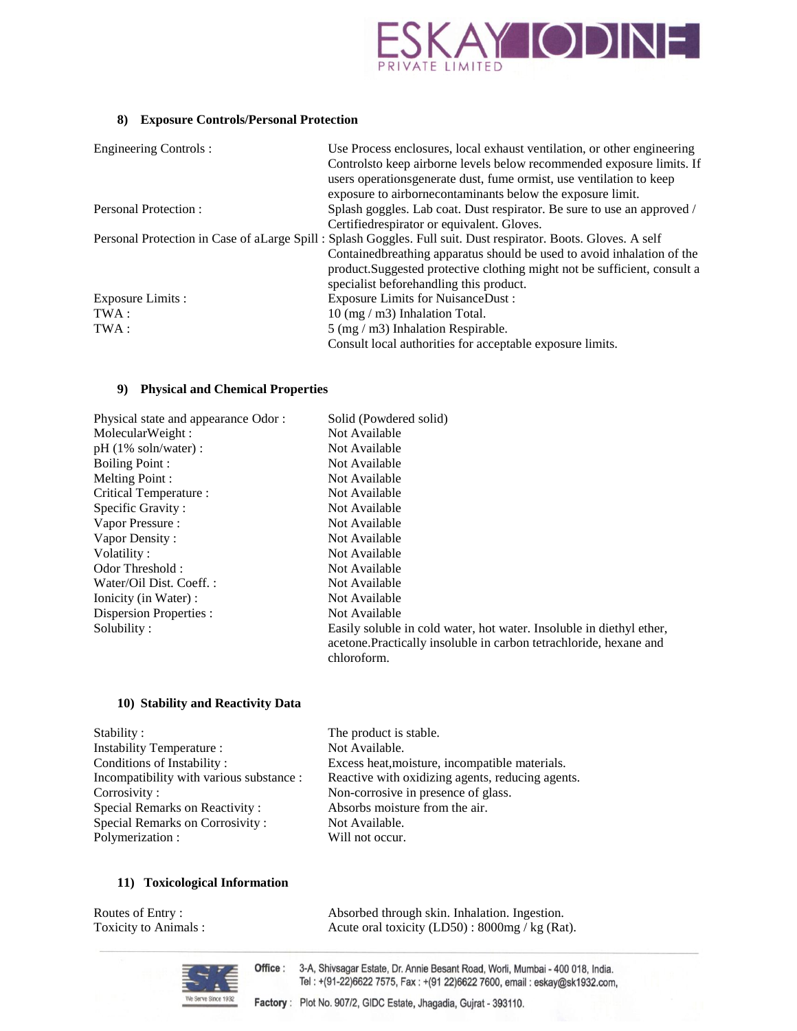## 8) Exposure Controls/Personal Protection

| | |
|---|---|
| Engineering Controls : | Use Process enclosures, local exhaust ventilation, or other engineering Controlsto keep airborne levels below recommended exposure limits. If users operationsgenerate dust, fume ormist, use ventilation to keep exposure to airbornecontaminants below the exposure limit. |
| Personal Protection : | Splash goggles. Lab coat. Dust respirator. Be sure to use an approved / Certifiedrespirator or equivalent. Gloves. |
| Personal Protection in Case of aLarge Spill : | Splash Goggles. Full suit. Dust respirator. Boots. Gloves. A self Containedbreathing apparatus should be used to avoid inhalation of the product.Suggested protective clothing might not be sufficient, consult a specialist beforehandling this product. |
| Exposure Limits : | Exposure Limits for NuisanceDust : |
| TWA : | 10 (mg / m3) Inhalation Total. |
| TWA : | 5 (mg / m3) Inhalation Respirable. |
| | Consult local authorities for acceptable exposure limits. |

## 9) Physical and Chemical Properties

| | |
|---|---|
| Physical state and appearance Odor : | Solid (Powdered solid) |
| MolecularWeight : | Not Available |
| pH (1% soln/water) : | Not Available |
| Boiling Point : | Not Available |
| Melting Point : | Not Available |
| Critical Temperature : | Not Available |
| Specific Gravity : | Not Available |
| Vapor Pressure : | Not Available |
| Vapor Density : | Not Available |
| Volatility : | Not Available |
| Odor Threshold : | Not Available |
| Water/Oil Dist. Coeff. : | Not Available |
| Ionicity (in Water) : | Not Available |
| Dispersion Properties : | Not Available |
| Solubility : | Easily soluble in cold water, hot water. Insoluble in diethyl ether, acetone.Practically insoluble in carbon tetrachloride, hexane and chloroform. |

## 10) Stability and Reactivity Data

| | |
|---|---|
| Stability : | The product is stable. |
| Instability Temperature : | Not Available. |
| Conditions of Instability : | Excess heat,moisture, incompatible materials. |
| Incompatibility with various substance : | Reactive with oxidizing agents, reducing agents. |
| Corrosivity : | Non-corrosive in presence of glass. |
| Special Remarks on Reactivity : | Absorbs moisture from the air. |
| Special Remarks on Corrosivity : | Not Available. |
| Polymerization : | Will not occur. |

## 11) Toxicological Information

| | |
|---|---|
| Routes of Entry : | Absorbed through skin. Inhalation. Ingestion. |
| Toxicity to Animals : | Acute oral toxicity (LD50) : 8000mg / kg (Rat). |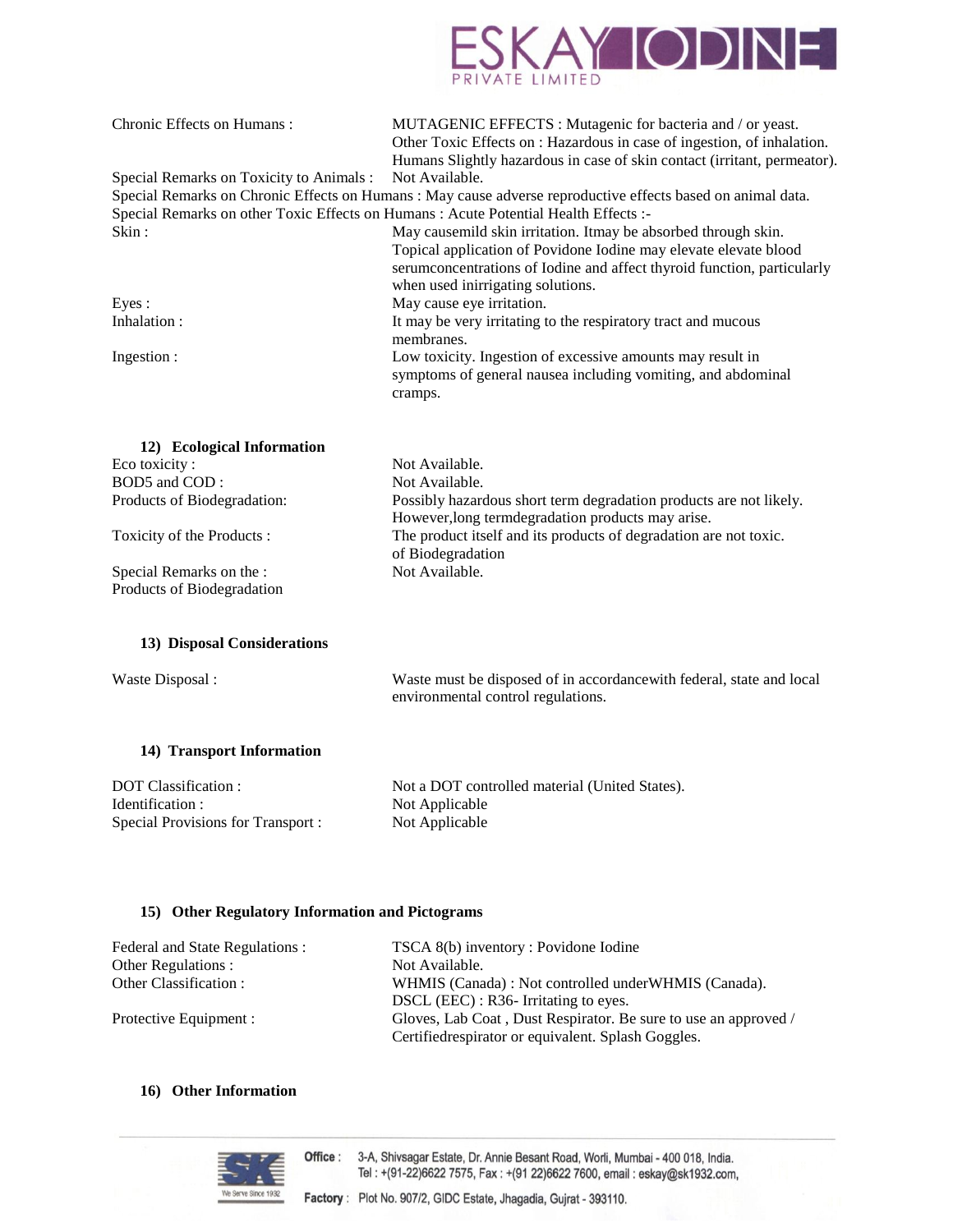Chronic Effects on Humans : MUTAGENIC EFFECTS : Mutagenic for bacteria and / or yeast.
Other Toxic Effects on : Hazardous in case of ingestion, of inhalation.
Humans Slightly hazardous in case of skin contact (irritant, permeator).

Special Remarks on Toxicity to Animals : Not Available.

Special Remarks on Chronic Effects on Humans : May cause adverse reproductive effects based on animal data.

Special Remarks on other Toxic Effects on Humans : Acute Potential Health Effects :-

Skin : May causemild skin irritation. Itmay be absorbed through skin. Topical application of Povidone Iodine may elevate elevate blood serumconcentrations of Iodine and affect thyroid function, particularly when used inirrigating solutions.

Eyes : May cause eye irritation.

Inhalation : It may be very irritating to the respiratory tract and mucous membranes.

Ingestion : Low toxicity. Ingestion of excessive amounts may result in symptoms of general nausea including vomiting, and abdominal cramps.

## 12) Ecological Information

Eco toxicity : Not Available.

BOD5 and COD : Not Available.

Products of Biodegradation: Possibly hazardous short term degradation products are not likely. However,long termdegradation products may arise.

Toxicity of the Products of Biodegradation : The product itself and its products of degradation are not toxic.

Special Remarks on the Products of Biodegradation : Not Available.

## 13) Disposal Considerations

Waste Disposal : Waste must be disposed of in accordancewith federal, state and local environmental control regulations.

## 14) Transport Information

DOT Classification : Not a DOT controlled material (United States).

Identification : Not Applicable

Special Provisions for Transport : Not Applicable

## 15) Other Regulatory Information and Pictograms

Federal and State Regulations : TSCA 8(b) inventory : Povidone Iodine

Other Regulations : Not Available.

Other Classification : WHMIS (Canada) : Not controlled underWHMIS (Canada).
DSCL (EEC) : R36- Irritating to eyes.

Protective Equipment : Gloves, Lab Coat , Dust Respirator. Be sure to use an approved / Certifiedrespirator or equivalent. Splash Goggles.

## 16) Other Information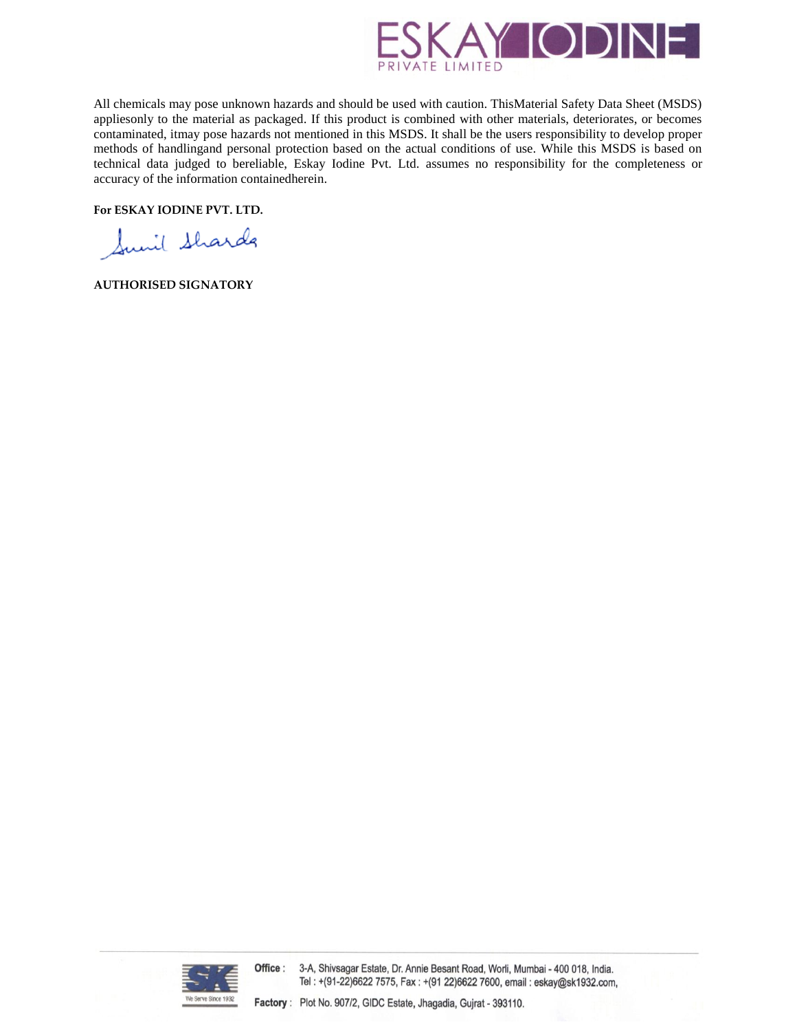All chemicals may pose unknown hazards and should be used with caution. ThisMaterial Safety Data Sheet (MSDS) appliesonly to the material as packaged. If this product is combined with other materials, deteriorates, or becomes contaminated, itmay pose hazards not mentioned in this MSDS. It shall be the users responsibility to develop proper methods of handlingand personal protection based on the actual conditions of use. While this MSDS is based on technical data judged to bereliable, Eskay Iodine Pvt. Ltd. assumes no responsibility for the completeness or accuracy of the information containedherein.

**For ESKAY IODINE PVT. LTD.**

Sunil Sharda

**AUTHORISED SIGNATORY**